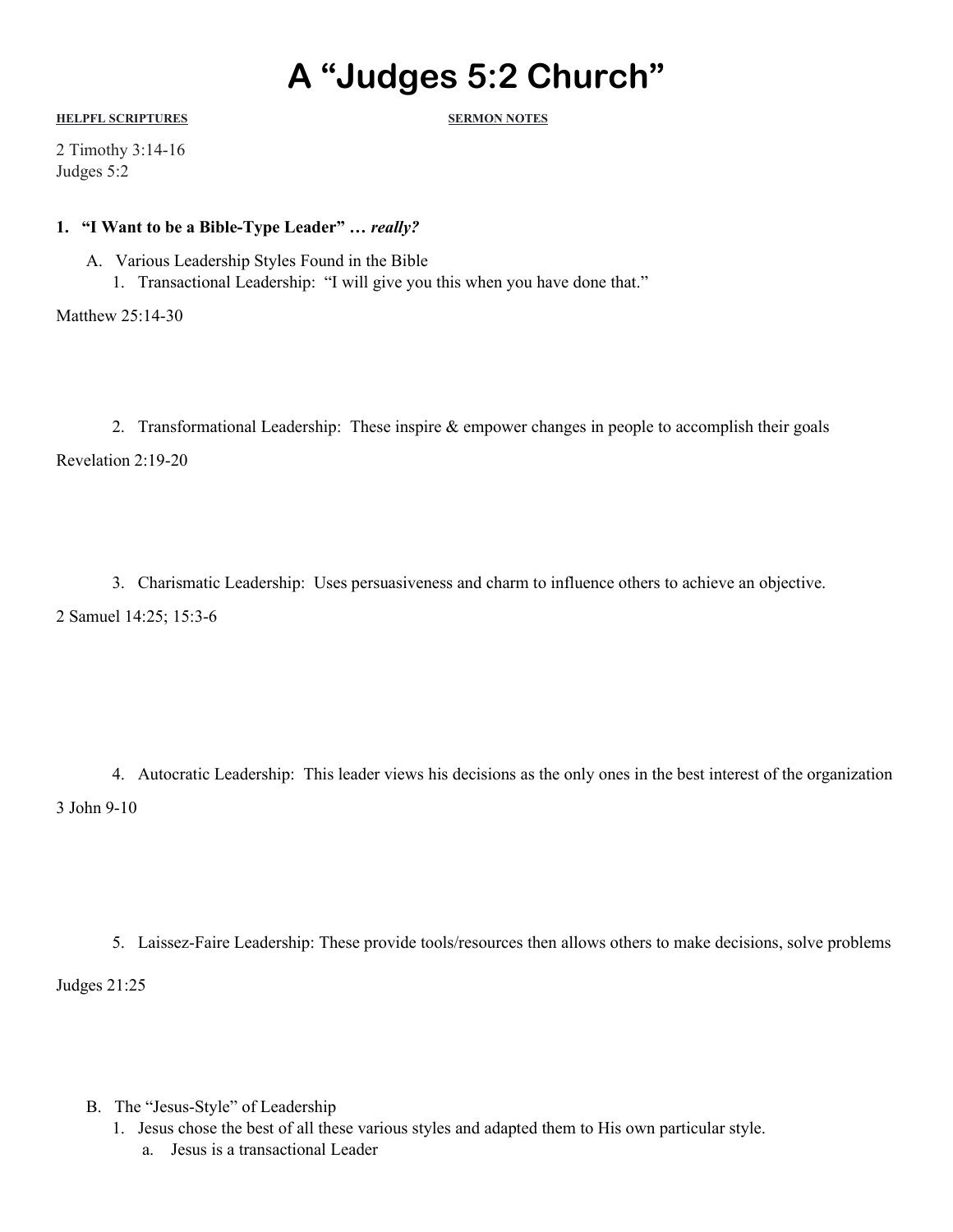# A "Judges 5:2 Church"

**HELPFL SCRIPTURES** | **SERMON NOTES**

2 Timothy 3:14-16
Judges 5:2

**1. "I Want to be a Bible-Type Leader" …** ***really?***

A. Various Leadership Styles Found in the Bible

1. Transactional Leadership: "I will give you this when you have done that."

Matthew 25:14-30

2. Transformational Leadership: These inspire & empower changes in people to accomplish their goals

Revelation 2:19-20

3. Charismatic Leadership: Uses persuasiveness and charm to influence others to achieve an objective.

2 Samuel 14:25; 15:3-6

4. Autocratic Leadership: This leader views his decisions as the only ones in the best interest of the organization

3 John 9-10

5. Laissez-Faire Leadership: These provide tools/resources then allows others to make decisions, solve problems

Judges 21:25

B. The "Jesus-Style" of Leadership

1. Jesus chose the best of all these various styles and adapted them to His own particular style.
   a. Jesus is a transactional Leader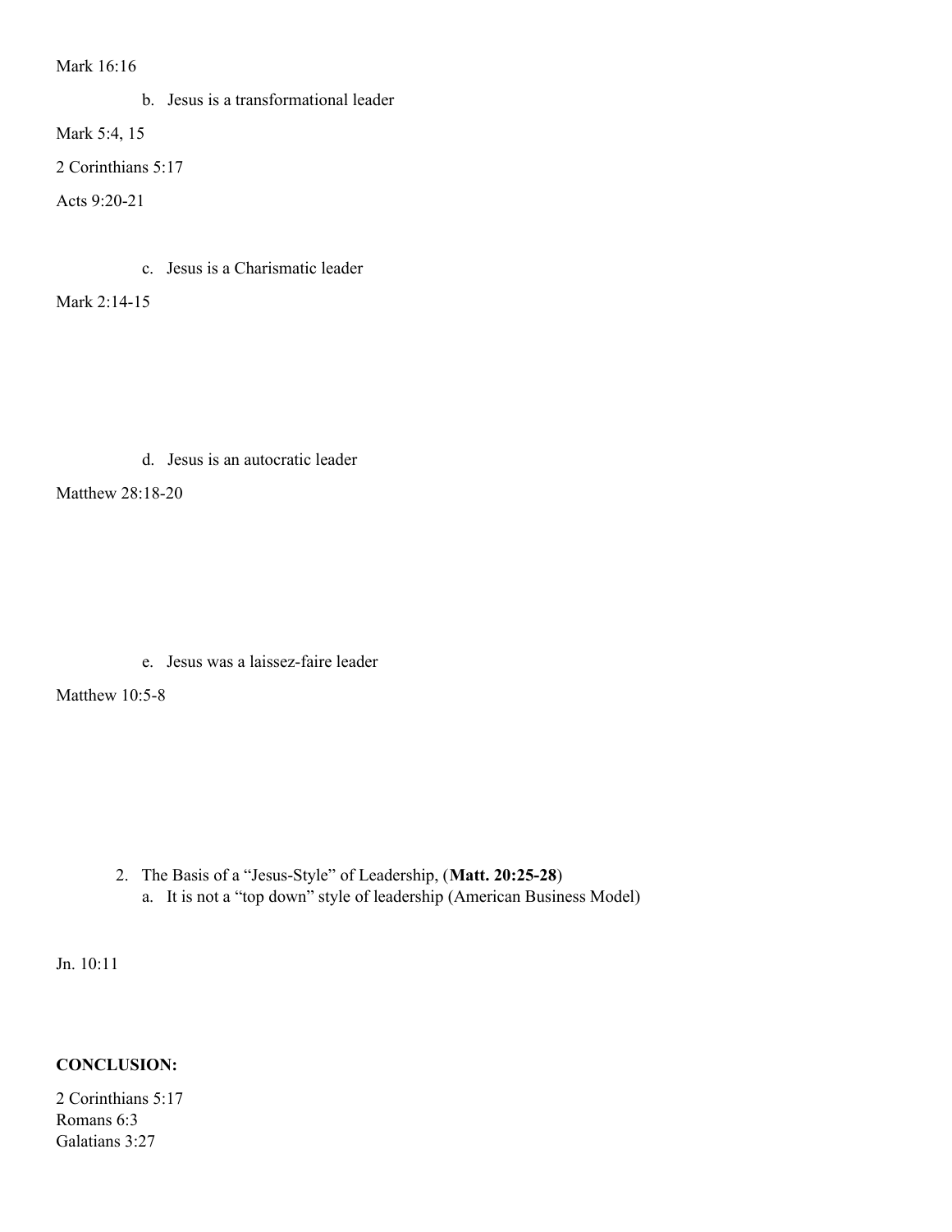Mark 16:16

b. Jesus is a transformational leader

Mark 5:4, 15

2 Corinthians 5:17

Acts 9:20-21

c. Jesus is a Charismatic leader

Mark 2:14-15

d. Jesus is an autocratic leader

Matthew 28:18-20

e. Jesus was a laissez-faire leader

Matthew 10:5-8

2. The Basis of a "Jesus-Style" of Leadership, (**Matt. 20:25-28**)
    a. It is not a "top down" style of leadership (American Business Model)

Jn. 10:11

**CONCLUSION:**

2 Corinthians 5:17
Romans 6:3
Galatians 3:27